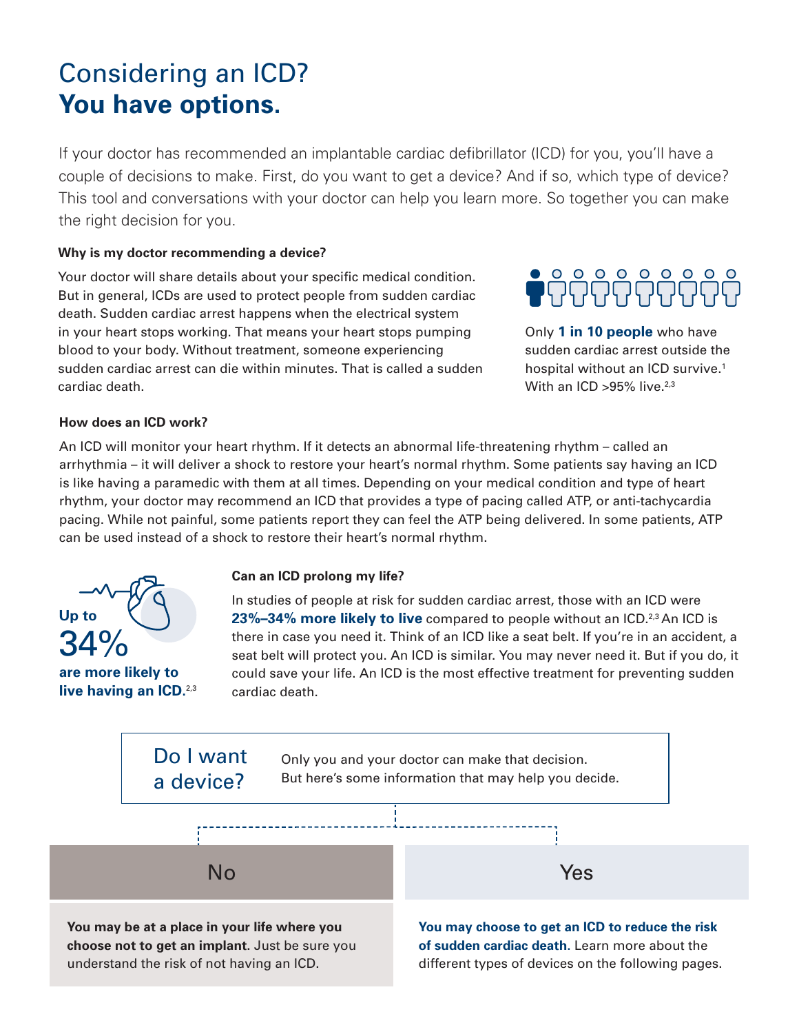# Considering an ICD? **You have options.**

If your doctor has recommended an implantable cardiac defibrillator (ICD) for you, you'll have a couple of decisions to make. First, do you want to get a device? And if so, which type of device? This tool and conversations with your doctor can help you learn more. So together you can make the right decision for you.

### Why is my doctor recommending a device?

Your doctor will share details about your specific medical condition. But in general, ICDs are used to protect people from sudden cardiac death. Sudden cardiac arrest happens when the electrical system in your heart stops working. That means your heart stops pumping blood to your body. Without treatment, someone experiencing sudden cardiac arrest can die within minutes. That is called a sudden cardiac death.

Only **1 in 10 people** who have sudden cardiac arrest outside the hospital without an ICD survive.[1] With an ICD >95% live.[2,3]

### How does an ICD work?

An ICD will monitor your heart rhythm. If it detects an abnormal life-threatening rhythm – called an arrhythmia – it will deliver a shock to restore your heart's normal rhythm. Some patients say having an ICD is like having a paramedic with them at all times. Depending on your medical condition and type of heart rhythm, your doctor may recommend an ICD that provides a type of pacing called ATP, or anti-tachycardia pacing. While not painful, some patients report they can feel the ATP being delivered. In some patients, ATP can be used instead of a shock to restore their heart's normal rhythm.

**Up to 34% are more likely to live having an ICD.**[2,3]

### Can an ICD prolong my life?

In studies of people at risk for sudden cardiac arrest, those with an ICD were **23%–34% more likely to live** compared to people without an ICD.[2,3] An ICD is there in case you need it. Think of an ICD like a seat belt. If you're in an accident, a seat belt will protect you. An ICD is similar. You may never need it. But if you do, it could save your life. An ICD is the most effective treatment for preventing sudden cardiac death.

## Do I want a device?

Only you and your doctor can make that decision. But here's some information that may help you decide.

| No | Yes |
|---|---|
| **You may be at a place in your life where you choose not to get an implant.** Just be sure you understand the risk of not having an ICD. | **You may choose to get an ICD to reduce the risk of sudden cardiac death.** Learn more about the different types of devices on the following pages. |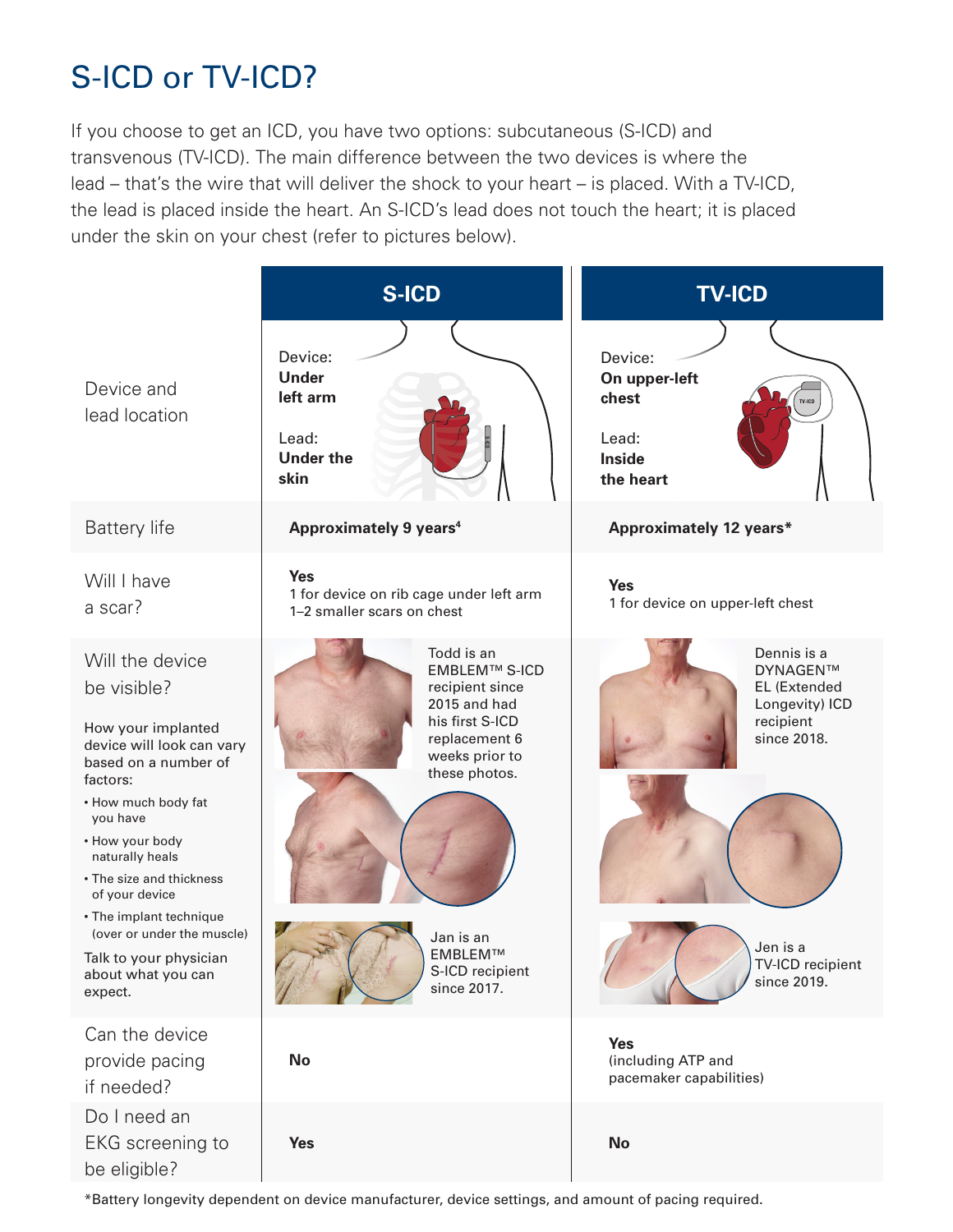# S-ICD or TV-ICD?

If you choose to get an ICD, you have two options: subcutaneous (S-ICD) and transvenous (TV-ICD). The main difference between the two devices is where the lead – that's the wire that will deliver the shock to your heart – is placed. With a TV-ICD, the lead is placed inside the heart. An S-ICD's lead does not touch the heart; it is placed under the skin on your chest (refer to pictures below).

| | S-ICD | TV-ICD |
|---|---|---|
| Device and lead location | Device: **Under left arm**<br><br>Lead: **Under the skin** | Device: **On upper-left chest**<br><br>Lead: **Inside the heart** |
| Battery life | **Approximately 9 years[4]** | **Approximately 12 years*** |
| Will I have a scar? | **Yes**<br>1 for device on rib cage under left arm<br>1–2 smaller scars on chest | **Yes**<br>1 for device on upper-left chest |
| Will the device be visible?<br><br>How your implanted device will look can vary based on a number of factors:<br>• How much body fat you have<br>• How your body naturally heals<br>• The size and thickness of your device<br>• The implant technique (over or under the muscle)<br><br>Talk to your physician about what you can expect. | Todd is an EMBLEM™ S-ICD recipient since 2015 and had his first S-ICD replacement 6 weeks prior to these photos.<br><br>Jan is an EMBLEM™ S-ICD recipient since 2017. | Dennis is a DYNAGEN™ EL (Extended Longevity) ICD recipient since 2018.<br><br>Jen is a TV-ICD recipient since 2019. |
| Can the device provide pacing if needed? | **No** | **Yes**<br>(including ATP and pacemaker capabilities) |
| Do I need an EKG screening to be eligible? | **Yes** | **No** |

*Battery longevity dependent on device manufacturer, device settings, and amount of pacing required.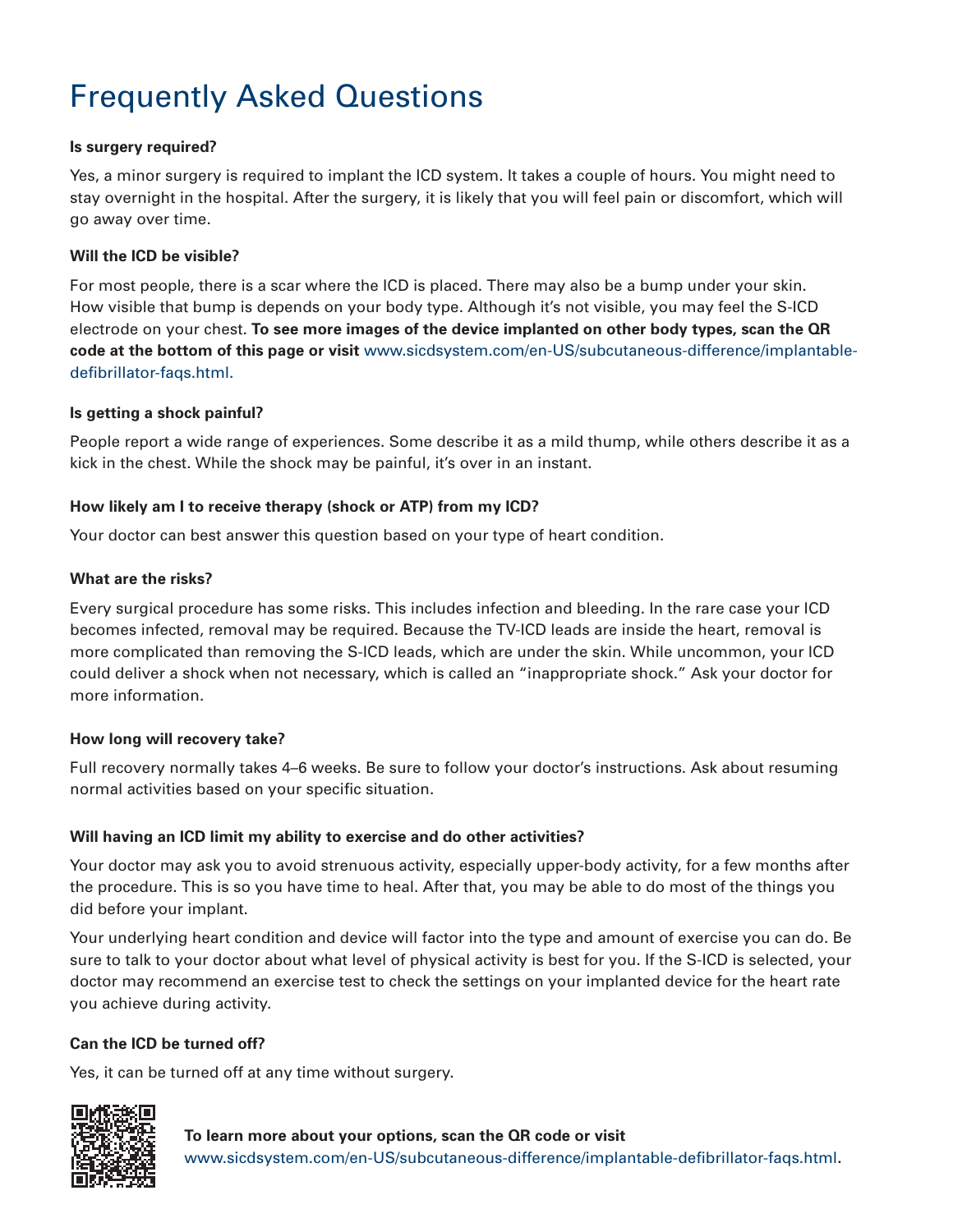# Frequently Asked Questions

**Is surgery required?**

Yes, a minor surgery is required to implant the ICD system. It takes a couple of hours. You might need to stay overnight in the hospital. After the surgery, it is likely that you will feel pain or discomfort, which will go away over time.

**Will the ICD be visible?**

For most people, there is a scar where the ICD is placed. There may also be a bump under your skin. How visible that bump is depends on your body type. Although it's not visible, you may feel the S-ICD electrode on your chest. **To see more images of the device implanted on other body types, scan the QR code at the bottom of this page or visit** www.sicdsystem.com/en-US/subcutaneous-difference/implantable-defibrillator-faqs.html.

**Is getting a shock painful?**

People report a wide range of experiences. Some describe it as a mild thump, while others describe it as a kick in the chest. While the shock may be painful, it's over in an instant.

**How likely am I to receive therapy (shock or ATP) from my ICD?**

Your doctor can best answer this question based on your type of heart condition.

**What are the risks?**

Every surgical procedure has some risks. This includes infection and bleeding. In the rare case your ICD becomes infected, removal may be required. Because the TV-ICD leads are inside the heart, removal is more complicated than removing the S-ICD leads, which are under the skin. While uncommon, your ICD could deliver a shock when not necessary, which is called an "inappropriate shock." Ask your doctor for more information.

**How long will recovery take?**

Full recovery normally takes 4–6 weeks. Be sure to follow your doctor's instructions. Ask about resuming normal activities based on your specific situation.

**Will having an ICD limit my ability to exercise and do other activities?**

Your doctor may ask you to avoid strenuous activity, especially upper-body activity, for a few months after the procedure. This is so you have time to heal. After that, you may be able to do most of the things you did before your implant.

Your underlying heart condition and device will factor into the type and amount of exercise you can do. Be sure to talk to your doctor about what level of physical activity is best for you. If the S-ICD is selected, your doctor may recommend an exercise test to check the settings on your implanted device for the heart rate you achieve during activity.

**Can the ICD be turned off?**

Yes, it can be turned off at any time without surgery.

**To learn more about your options, scan the QR code or visit**
www.sicdsystem.com/en-US/subcutaneous-difference/implantable-defibrillator-faqs.html.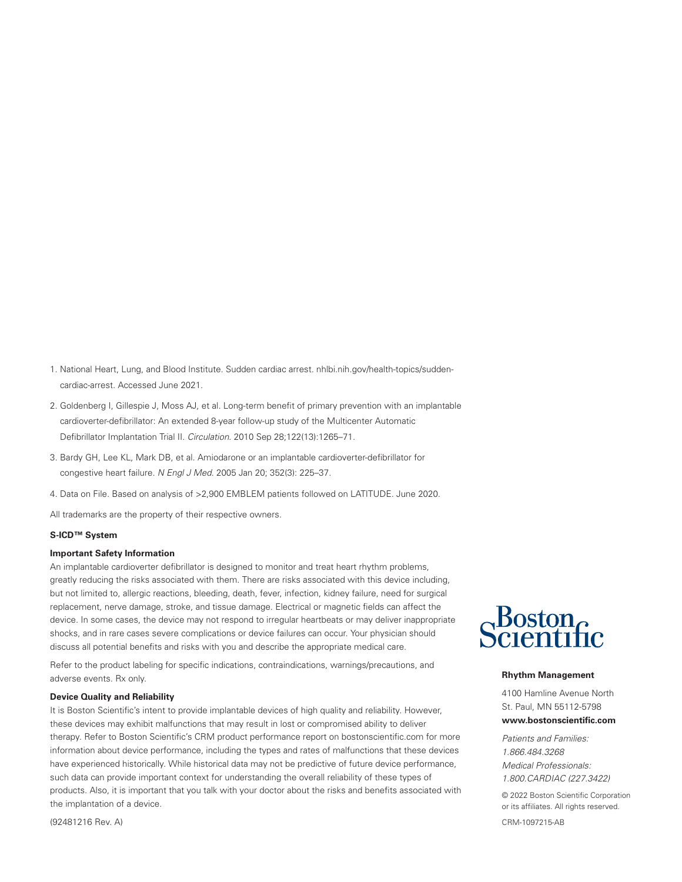1. National Heart, Lung, and Blood Institute. Sudden cardiac arrest. nhlbi.nih.gov/health-topics/sudden-cardiac-arrest. Accessed June 2021.
2. Goldenberg I, Gillespie J, Moss AJ, et al. Long-term benefit of primary prevention with an implantable cardioverter-defibrillator: An extended 8-year follow-up study of the Multicenter Automatic Defibrillator Implantation Trial II. *Circulation*. 2010 Sep 28;122(13):1265–71.
3. Bardy GH, Lee KL, Mark DB, et al. Amiodarone or an implantable cardioverter-defibrillator for congestive heart failure. *N Engl J Med*. 2005 Jan 20; 352(3): 225–37.
4. Data on File. Based on analysis of >2,900 EMBLEM patients followed on LATITUDE. June 2020.

All trademarks are the property of their respective owners.

**S-ICD™ System**

**Important Safety Information**

An implantable cardioverter defibrillator is designed to monitor and treat heart rhythm problems, greatly reducing the risks associated with them. There are risks associated with this device including, but not limited to, allergic reactions, bleeding, death, fever, infection, kidney failure, need for surgical replacement, nerve damage, stroke, and tissue damage. Electrical or magnetic fields can affect the device. In some cases, the device may not respond to irregular heartbeats or may deliver inappropriate shocks, and in rare cases severe complications or device failures can occur. Your physician should discuss all potential benefits and risks with you and describe the appropriate medical care.

Refer to the product labeling for specific indications, contraindications, warnings/precautions, and adverse events. Rx only.

**Device Quality and Reliability**

It is Boston Scientific's intent to provide implantable devices of high quality and reliability. However, these devices may exhibit malfunctions that may result in lost or compromised ability to deliver therapy. Refer to Boston Scientific's CRM product performance report on bostonscientific.com for more information about device performance, including the types and rates of malfunctions that these devices have experienced historically. While historical data may not be predictive of future device performance, such data can provide important context for understanding the overall reliability of these types of products. Also, it is important that you talk with your doctor about the risks and benefits associated with the implantation of a device.

(92481216 Rev. A)

Boston Scientific

**Rhythm Management**

4100 Hamline Avenue North
St. Paul, MN 55112-5798
**www.bostonscientific.com**

*Patients and Families:*
*1.866.484.3268*
*Medical Professionals:*
*1.800.CARDIAC (227.3422)*

© 2022 Boston Scientific Corporation or its affiliates. All rights reserved.

CRM-1097215-AB